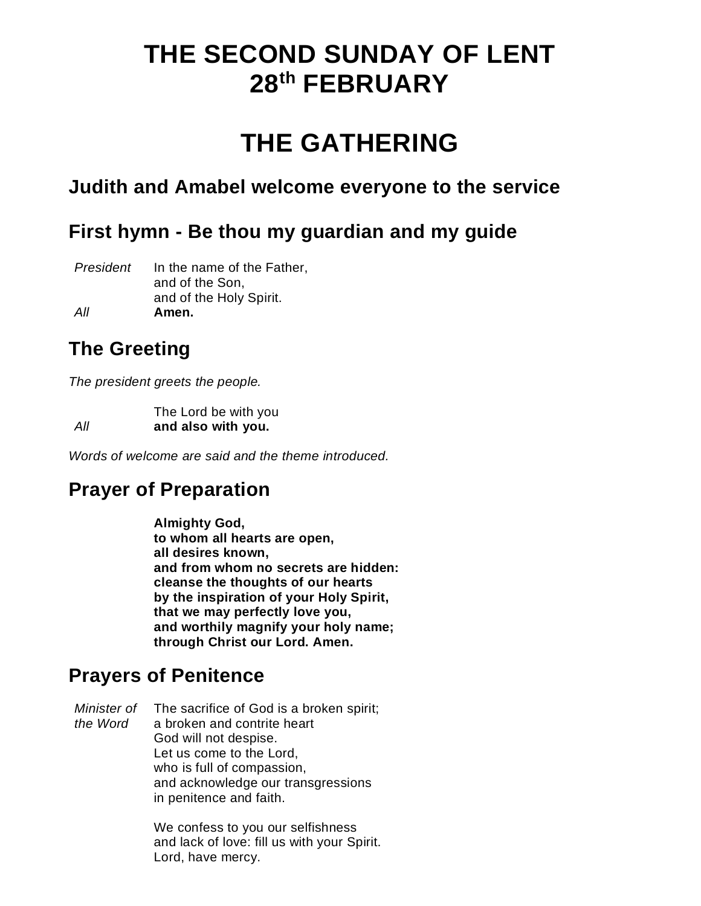# THE SECOND SUNDAY OF LENT
# 28th FEBRUARY

# THE GATHERING

## Judith and Amabel welcome everyone to the service

## First hymn - Be thou my guardian and my guide

*President* In the name of the Father,
and of the Son,
and of the Holy Spirit.
*All* **Amen.**

## The Greeting

*The president greets the people.*

The Lord be with you
*All* **and also with you.**

*Words of welcome are said and the theme introduced.*

## Prayer of Preparation

**Almighty God,
to whom all hearts are open,
all desires known,
and from whom no secrets are hidden:
cleanse the thoughts of our hearts
by the inspiration of your Holy Spirit,
that we may perfectly love you,
and worthily magnify your holy name;
through Christ our Lord. Amen.**

## Prayers of Penitence

*Minister of the Word* The sacrifice of God is a broken spirit;
a broken and contrite heart
God will not despise.
Let us come to the Lord,
who is full of compassion,
and acknowledge our transgressions
in penitence and faith.

We confess to you our selfishness
and lack of love: fill us with your Spirit.
Lord, have mercy.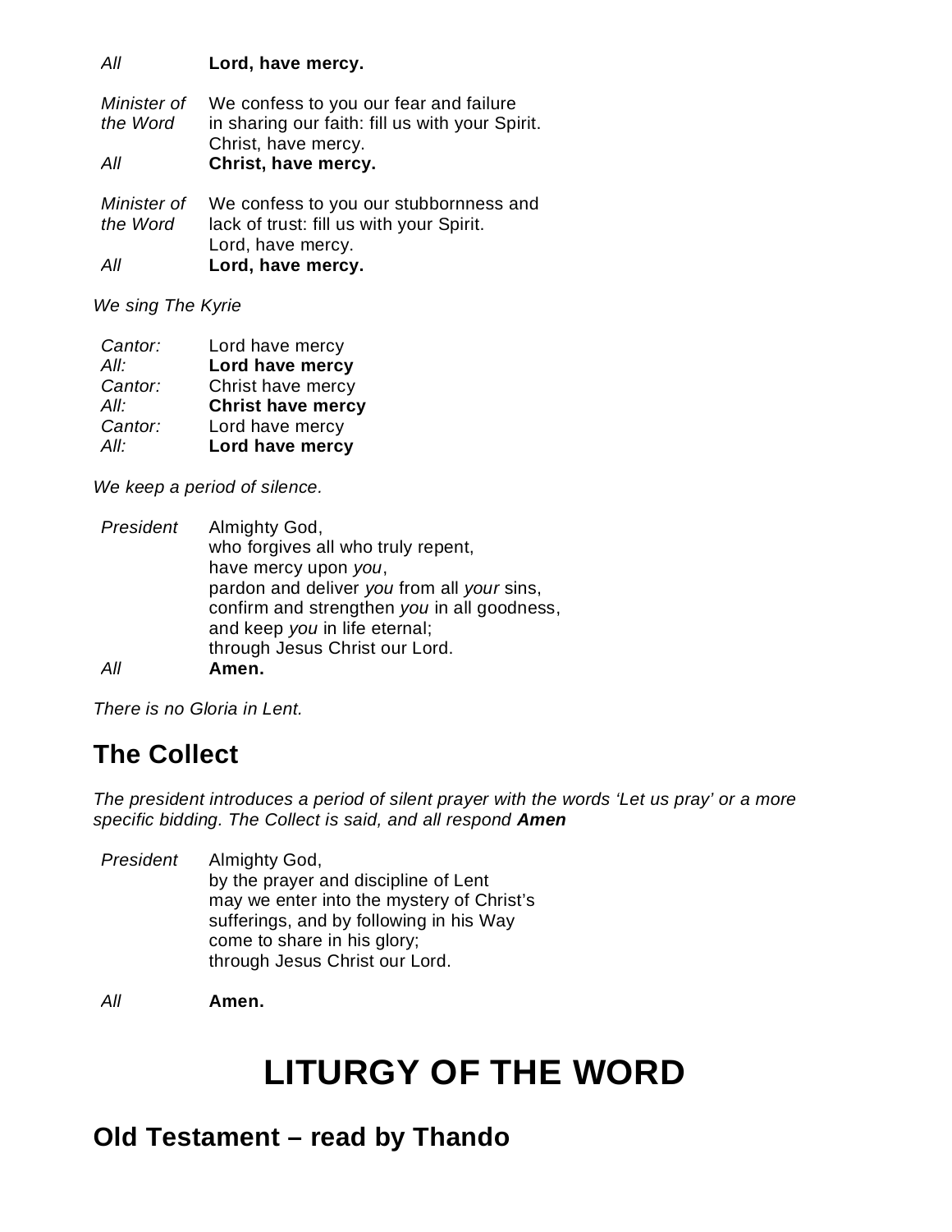*All* **Lord, have mercy.**

*Minister of the Word* We confess to you our fear and failure in sharing our faith: fill us with your Spirit.
Christ, have mercy.
*All* **Christ, have mercy.**

*Minister of the Word* We confess to you our stubbornness and lack of trust: fill us with your Spirit.
Lord, have mercy.
*All* **Lord, have mercy.**

*We sing The Kyrie*

*Cantor:* Lord have mercy
*All:* **Lord have mercy**
*Cantor:* Christ have mercy
*All:* **Christ have mercy**
*Cantor:* Lord have mercy
*All:* **Lord have mercy**

*We keep a period of silence.*

*President* Almighty God,
who forgives all who truly repent,
have mercy upon *you*,
pardon and deliver *you* from all *your* sins,
confirm and strengthen *you* in all goodness,
and keep *you* in life eternal;
through Jesus Christ our Lord.
*All* **Amen.**

*There is no Gloria in Lent.*

## The Collect

*The president introduces a period of silent prayer with the words 'Let us pray' or a more specific bidding. The Collect is said, and all respond* ***Amen***

*President* Almighty God,
by the prayer and discipline of Lent
may we enter into the mystery of Christ's
sufferings, and by following in his Way
come to share in his glory;
through Jesus Christ our Lord.

*All* **Amen.**

# LITURGY OF THE WORD

## Old Testament – read by Thando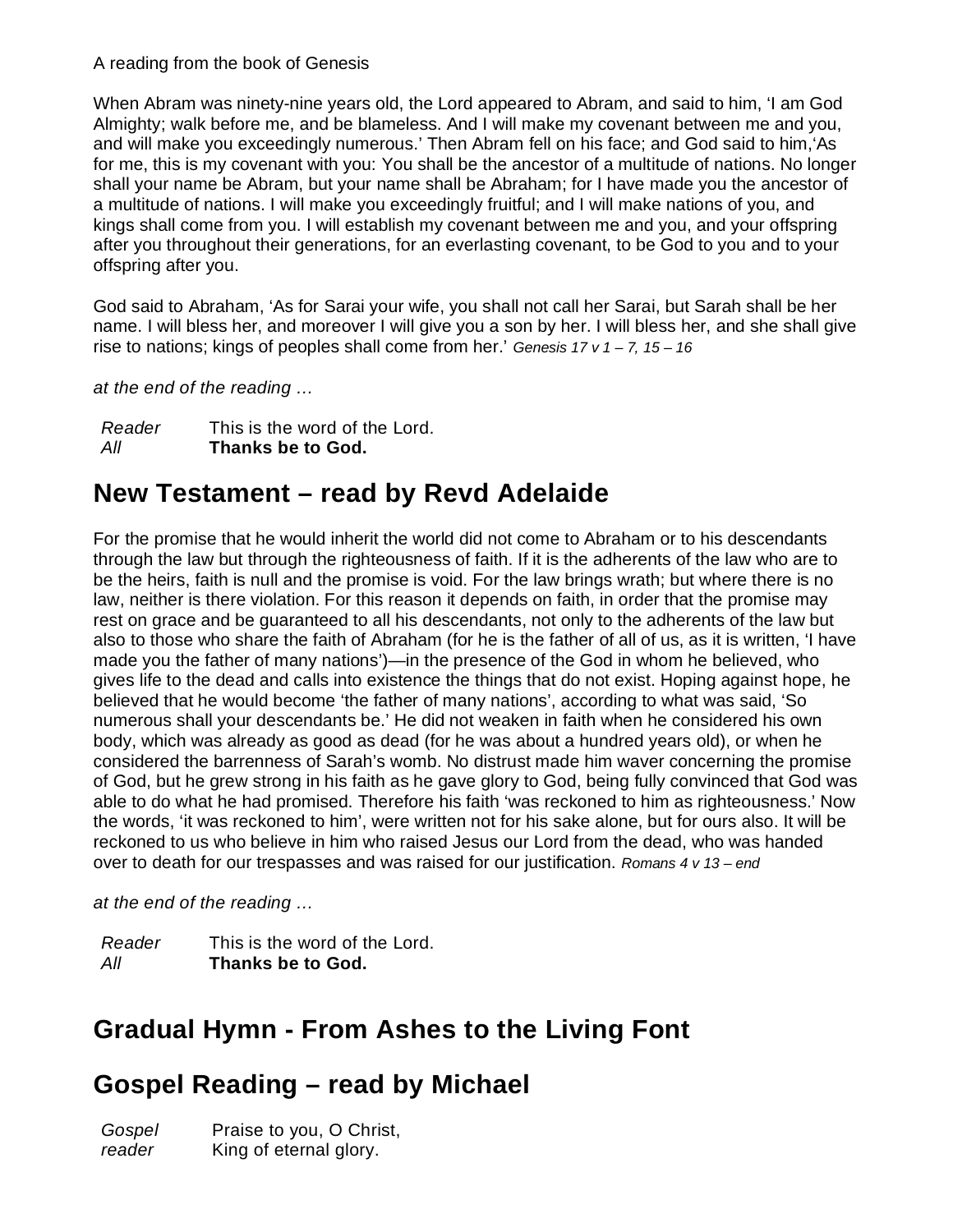A reading from the book of Genesis

When Abram was ninety-nine years old, the Lord appeared to Abram, and said to him, 'I am God Almighty; walk before me, and be blameless. And I will make my covenant between me and you, and will make you exceedingly numerous.' Then Abram fell on his face; and God said to him,'As for me, this is my covenant with you: You shall be the ancestor of a multitude of nations. No longer shall your name be Abram, but your name shall be Abraham; for I have made you the ancestor of a multitude of nations. I will make you exceedingly fruitful; and I will make nations of you, and kings shall come from you. I will establish my covenant between me and you, and your offspring after you throughout their generations, for an everlasting covenant, to be God to you and to your offspring after you.

God said to Abraham, 'As for Sarai your wife, you shall not call her Sarai, but Sarah shall be her name. I will bless her, and moreover I will give you a son by her. I will bless her, and she shall give rise to nations; kings of peoples shall come from her.' *Genesis 17 v 1 – 7, 15 – 16*

*at the end of the reading …*

| | |
|---|---|
| *Reader* | This is the word of the Lord. |
| *All* | **Thanks be to God.** |

## New Testament – read by Revd Adelaide

For the promise that he would inherit the world did not come to Abraham or to his descendants through the law but through the righteousness of faith. If it is the adherents of the law who are to be the heirs, faith is null and the promise is void. For the law brings wrath; but where there is no law, neither is there violation. For this reason it depends on faith, in order that the promise may rest on grace and be guaranteed to all his descendants, not only to the adherents of the law but also to those who share the faith of Abraham (for he is the father of all of us, as it is written, 'I have made you the father of many nations')—in the presence of the God in whom he believed, who gives life to the dead and calls into existence the things that do not exist. Hoping against hope, he believed that he would become 'the father of many nations', according to what was said, 'So numerous shall your descendants be.' He did not weaken in faith when he considered his own body, which was already as good as dead (for he was about a hundred years old), or when he considered the barrenness of Sarah's womb. No distrust made him waver concerning the promise of God, but he grew strong in his faith as he gave glory to God, being fully convinced that God was able to do what he had promised. Therefore his faith 'was reckoned to him as righteousness.' Now the words, 'it was reckoned to him', were written not for his sake alone, but for ours also. It will be reckoned to us who believe in him who raised Jesus our Lord from the dead, who was handed over to death for our trespasses and was raised for our justification. *Romans 4 v 13 – end*

*at the end of the reading …*

| | |
|---|---|
| *Reader* | This is the word of the Lord. |
| *All* | **Thanks be to God.** |

## Gradual Hymn - From Ashes to the Living Font

## Gospel Reading – read by Michael

| | |
|---|---|
| *Gospel reader* | Praise to you, O Christ, King of eternal glory. |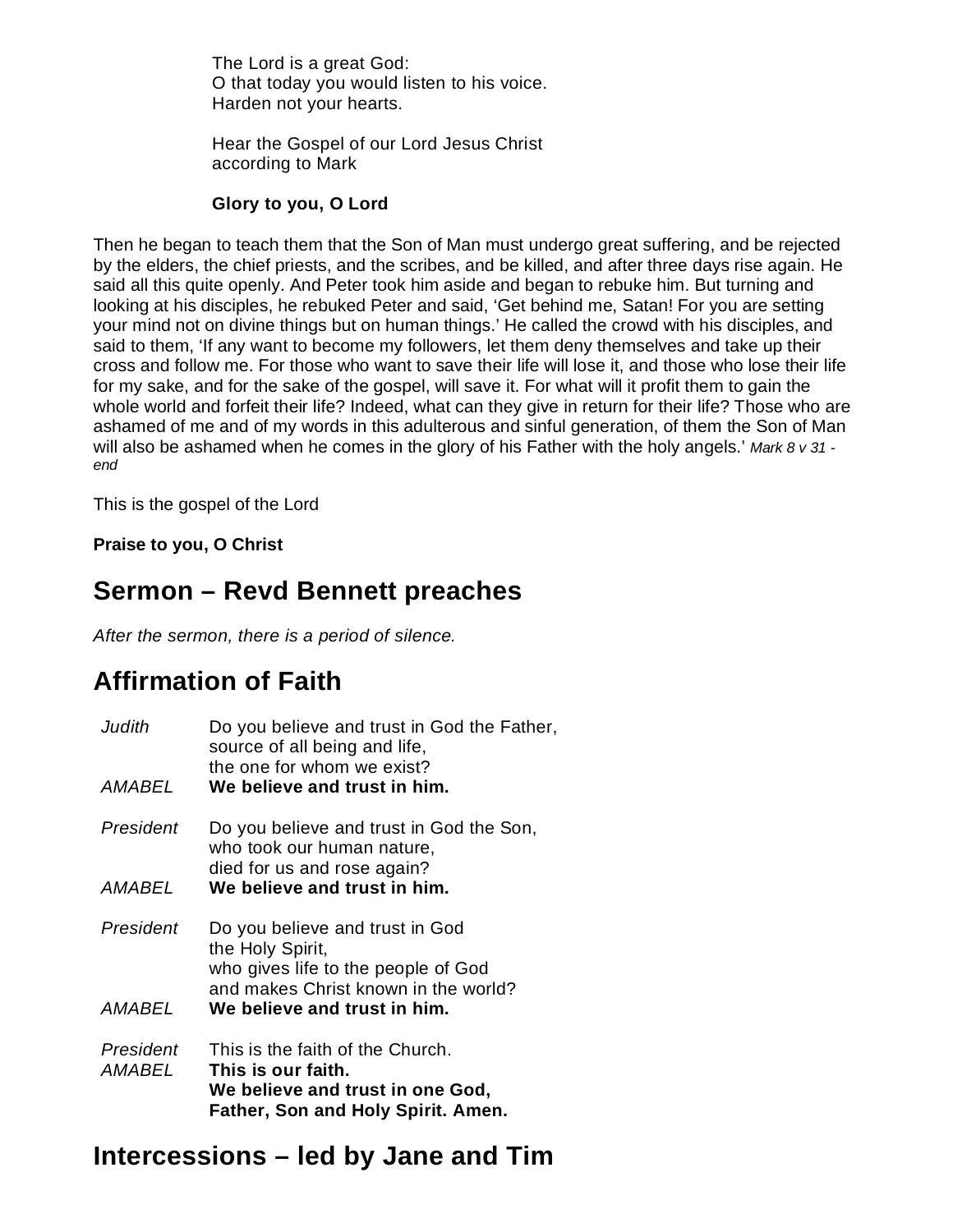The Lord is a great God:
O that today you would listen to his voice.
Harden not your hearts.

Hear the Gospel of our Lord Jesus Christ
according to Mark

**Glory to you, O Lord**

Then he began to teach them that the Son of Man must undergo great suffering, and be rejected by the elders, the chief priests, and the scribes, and be killed, and after three days rise again. He said all this quite openly. And Peter took him aside and began to rebuke him. But turning and looking at his disciples, he rebuked Peter and said, 'Get behind me, Satan! For you are setting your mind not on divine things but on human things.' He called the crowd with his disciples, and said to them, 'If any want to become my followers, let them deny themselves and take up their cross and follow me. For those who want to save their life will lose it, and those who lose their life for my sake, and for the sake of the gospel, will save it. For what will it profit them to gain the whole world and forfeit their life? Indeed, what can they give in return for their life? Those who are ashamed of me and of my words in this adulterous and sinful generation, of them the Son of Man will also be ashamed when he comes in the glory of his Father with the holy angels.' *Mark 8 v 31 - end*

This is the gospel of the Lord

**Praise to you, O Christ**

## Sermon – Revd Bennett preaches

*After the sermon, there is a period of silence.*

## Affirmation of Faith

*Judith* Do you believe and trust in God the Father,
source of all being and life,
the one for whom we exist?
*AMABEL* **We believe and trust in him.**

*President* Do you believe and trust in God the Son,
who took our human nature,
died for us and rose again?
*AMABEL* **We believe and trust in him.**

*President* Do you believe and trust in God
the Holy Spirit,
who gives life to the people of God
and makes Christ known in the world?
*AMABEL* **We believe and trust in him.**

*President* This is the faith of the Church.
*AMABEL* **This is our faith.**
**We believe and trust in one God,**
**Father, Son and Holy Spirit. Amen.**

## Intercessions – led by Jane and Tim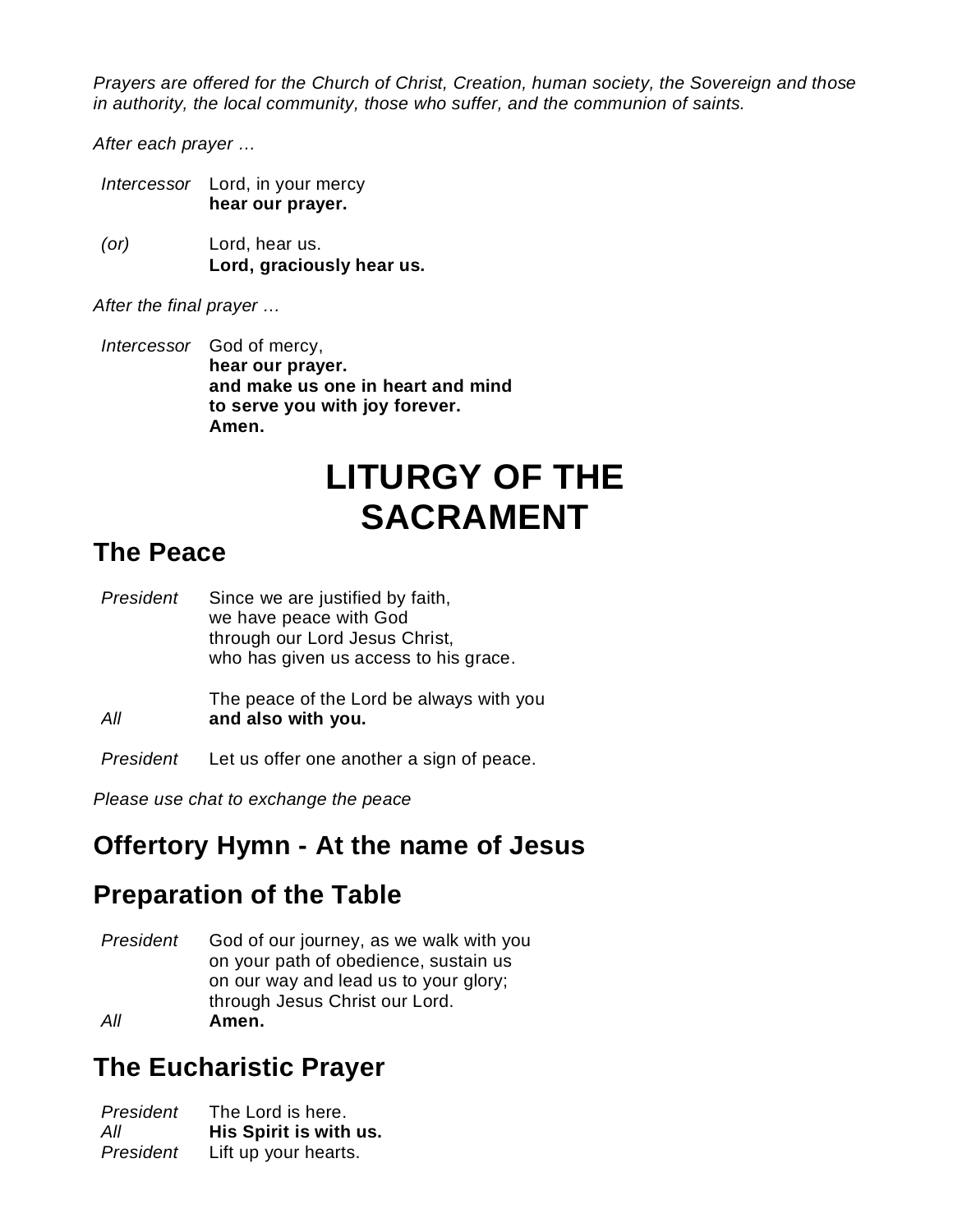*Prayers are offered for the Church of Christ, Creation, human society, the Sovereign and those in authority, the local community, those who suffer, and the communion of saints.*

*After each prayer …*

*Intercessor* Lord, in your mercy
**hear our prayer.**

*(or)* Lord, hear us.
**Lord, graciously hear us.**

*After the final prayer …*

*Intercessor* God of mercy,
**hear our prayer.**
**and make us one in heart and mind**
**to serve you with joy forever.**
**Amen.**

# LITURGY OF THE SACRAMENT

## The Peace

*President* Since we are justified by faith,
we have peace with God
through our Lord Jesus Christ,
who has given us access to his grace.

The peace of the Lord be always with you
*All* **and also with you.**

*President* Let us offer one another a sign of peace.

*Please use chat to exchange the peace*

## Offertory Hymn - At the name of Jesus

## Preparation of the Table

*President* God of our journey, as we walk with you
on your path of obedience, sustain us
on our way and lead us to your glory;
through Jesus Christ our Lord.
*All* **Amen.**

## The Eucharistic Prayer

*President* The Lord is here.
*All* **His Spirit is with us.**
*President* Lift up your hearts.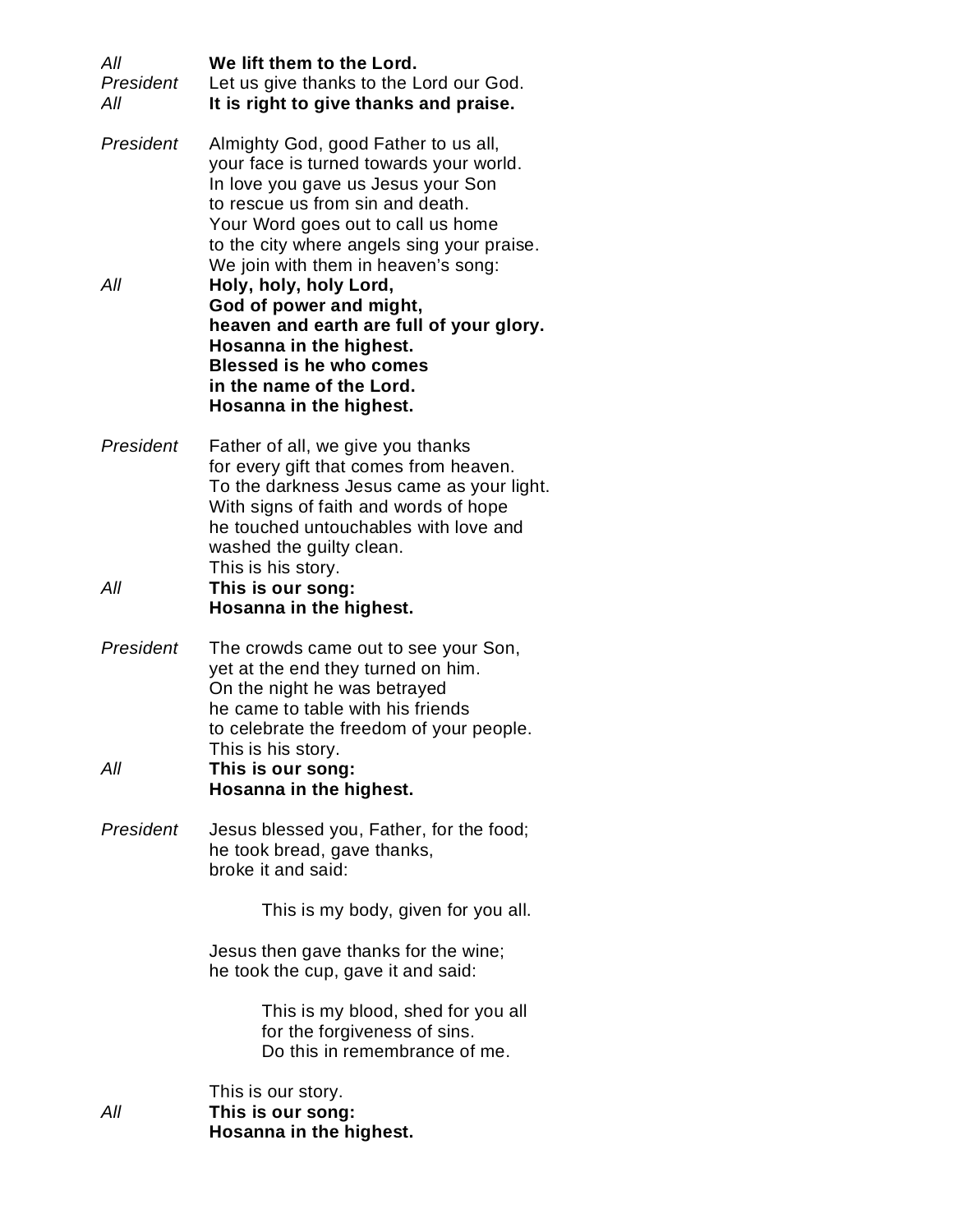*All* **We lift them to the Lord.**
*President* Let us give thanks to the Lord our God.
*All* **It is right to give thanks and praise.**

*President* Almighty God, good Father to us all,
your face is turned towards your world.
In love you gave us Jesus your Son
to rescue us from sin and death.
Your Word goes out to call us home
to the city where angels sing your praise.
We join with them in heaven's song:

*All* **Holy, holy, holy Lord,**
**God of power and might,**
**heaven and earth are full of your glory.**
**Hosanna in the highest.**
**Blessed is he who comes**
**in the name of the Lord.**
**Hosanna in the highest.**

*President* Father of all, we give you thanks
for every gift that comes from heaven.
To the darkness Jesus came as your light.
With signs of faith and words of hope
he touched untouchables with love and
washed the guilty clean.
This is his story.

*All* **This is our song:**
**Hosanna in the highest.**

*President* The crowds came out to see your Son,
yet at the end they turned on him.
On the night he was betrayed
he came to table with his friends
to celebrate the freedom of your people.
This is his story.

*All* **This is our song:**
**Hosanna in the highest.**

*President* Jesus blessed you, Father, for the food;
he took bread, gave thanks,
broke it and said:

> This is my body, given for you all.

Jesus then gave thanks for the wine;
he took the cup, gave it and said:

> This is my blood, shed for you all
> for the forgiveness of sins.
> Do this in remembrance of me.

This is our story.

*All* **This is our song:**
**Hosanna in the highest.**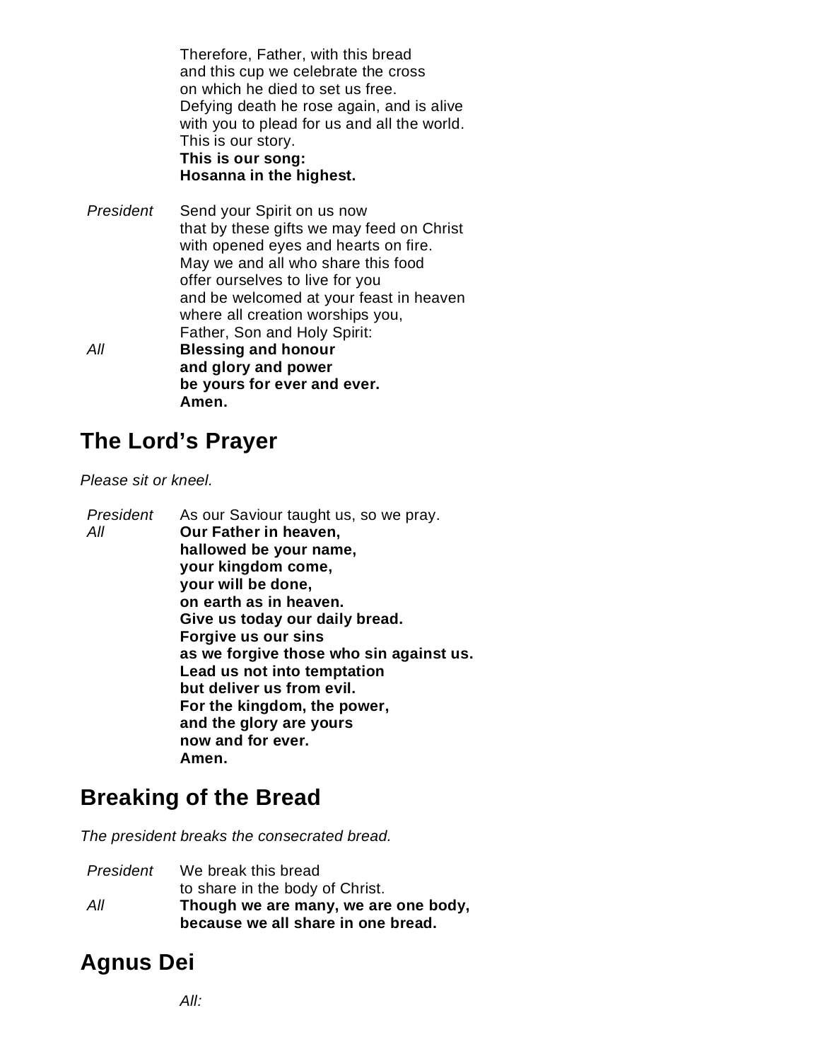Therefore, Father, with this bread
and this cup we celebrate the cross
on which he died to set us free.
Defying death he rose again, and is alive
with you to plead for us and all the world.
This is our story.
**This is our song:**
**Hosanna in the highest.**

*President* Send your Spirit on us now
that by these gifts we may feed on Christ
with opened eyes and hearts on fire.
May we and all who share this food
offer ourselves to live for you
and be welcomed at your feast in heaven
where all creation worships you,
Father, Son and Holy Spirit:

*All* **Blessing and honour**
**and glory and power**
**be yours for ever and ever.**
**Amen.**

## The Lord's Prayer

*Please sit or kneel.*

*President* As our Saviour taught us, so we pray.

*All* **Our Father in heaven,**
**hallowed be your name,**
**your kingdom come,**
**your will be done,**
**on earth as in heaven.**
**Give us today our daily bread.**
**Forgive us our sins**
**as we forgive those who sin against us.**
**Lead us not into temptation**
**but deliver us from evil.**
**For the kingdom, the power,**
**and the glory are yours**
**now and for ever.**
**Amen.**

## Breaking of the Bread

*The president breaks the consecrated bread.*

*President* We break this bread
to share in the body of Christ.

*All* **Though we are many, we are one body,**
**because we all share in one bread.**

## Agnus Dei

*All:*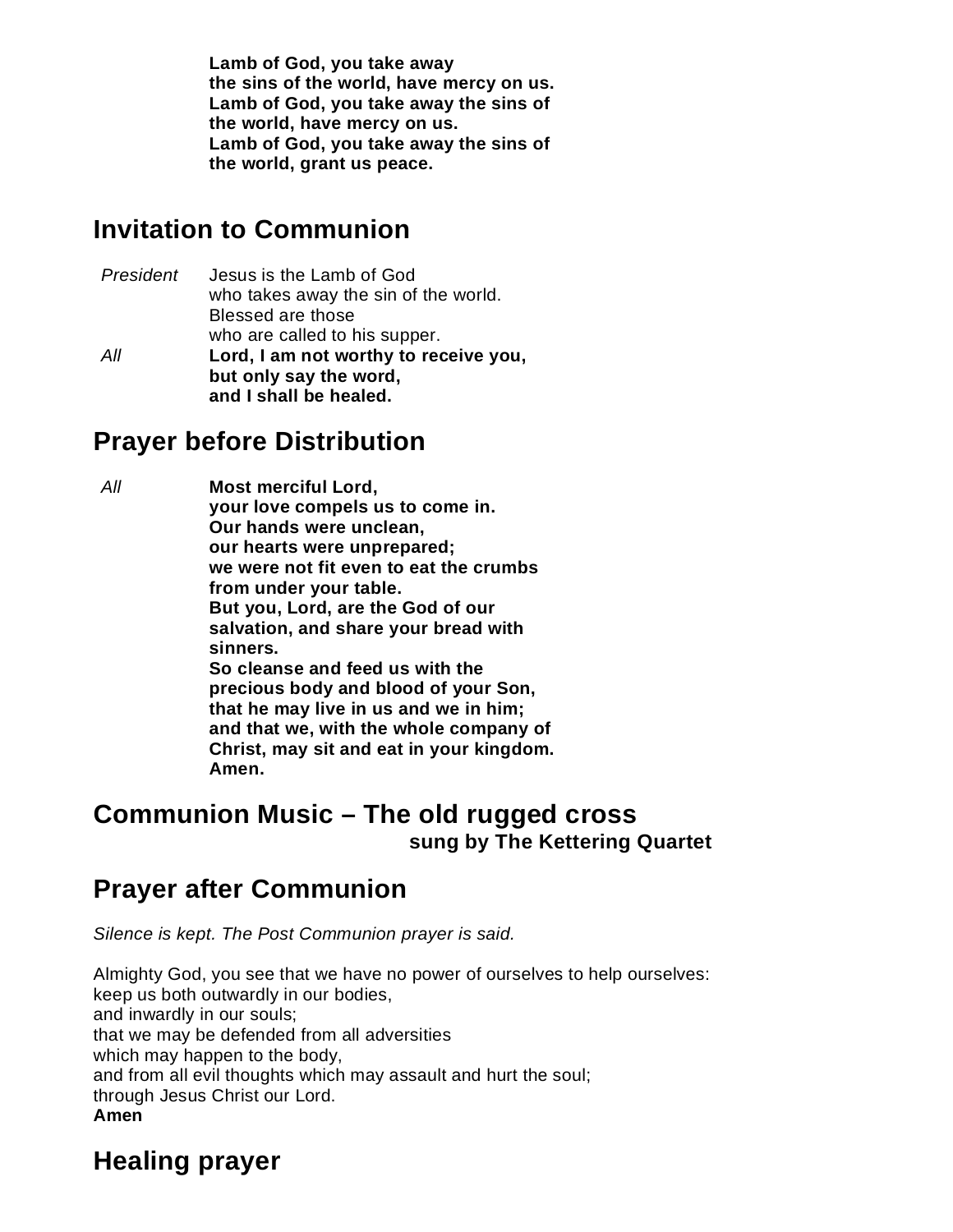**Lamb of God, you take away**
**the sins of the world, have mercy on us.**
**Lamb of God, you take away the sins of**
**the world, have mercy on us.**
**Lamb of God, you take away the sins of**
**the world, grant us peace.**

## Invitation to Communion

*President* Jesus is the Lamb of God
who takes away the sin of the world.
Blessed are those
who are called to his supper.

*All* **Lord, I am not worthy to receive you,**
**but only say the word,**
**and I shall be healed.**

## Prayer before Distribution

*All* **Most merciful Lord,**
**your love compels us to come in.**
**Our hands were unclean,**
**our hearts were unprepared;**
**we were not fit even to eat the crumbs**
**from under your table.**
**But you, Lord, are the God of our**
**salvation, and share your bread with**
**sinners.**
**So cleanse and feed us with the**
**precious body and blood of your Son,**
**that he may live in us and we in him;**
**and that we, with the whole company of**
**Christ, may sit and eat in your kingdom.**
**Amen.**

## Communion Music – The old rugged cross

**sung by The Kettering Quartet**

## Prayer after Communion

*Silence is kept. The Post Communion prayer is said.*

Almighty God, you see that we have no power of ourselves to help ourselves:
keep us both outwardly in our bodies,
and inwardly in our souls;
that we may be defended from all adversities
which may happen to the body,
and from all evil thoughts which may assault and hurt the soul;
through Jesus Christ our Lord.
**Amen**

## Healing prayer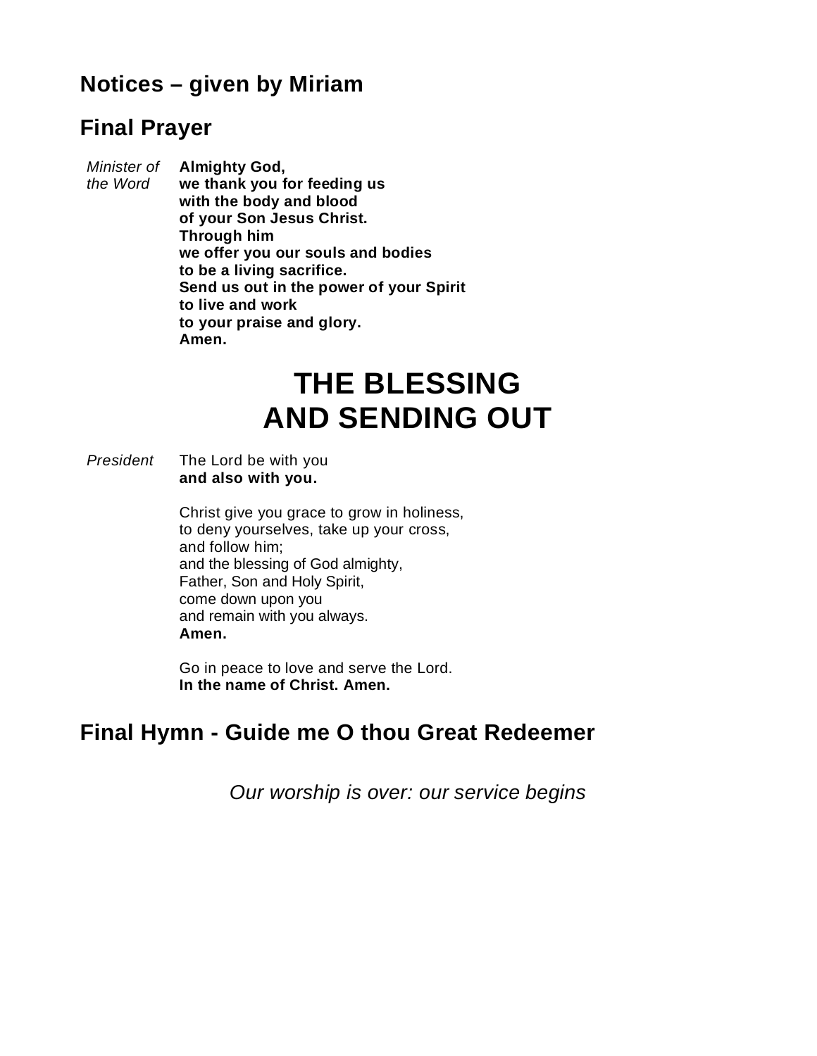## Notices – given by Miriam

## Final Prayer

*Minister of the Word* **Almighty God,
we thank you for feeding us
with the body and blood
of your Son Jesus Christ.
Through him
we offer you our souls and bodies
to be a living sacrifice.
Send us out in the power of your Spirit
to live and work
to your praise and glory.
Amen.**

# THE BLESSING AND SENDING OUT

*President* The Lord be with you
**and also with you.**

Christ give you grace to grow in holiness,
to deny yourselves, take up your cross,
and follow him;
and the blessing of God almighty,
Father, Son and Holy Spirit,
come down upon you
and remain with you always.
**Amen.**

Go in peace to love and serve the Lord.
**In the name of Christ. Amen.**

## Final Hymn - Guide me O thou Great Redeemer

*Our worship is over: our service begins*